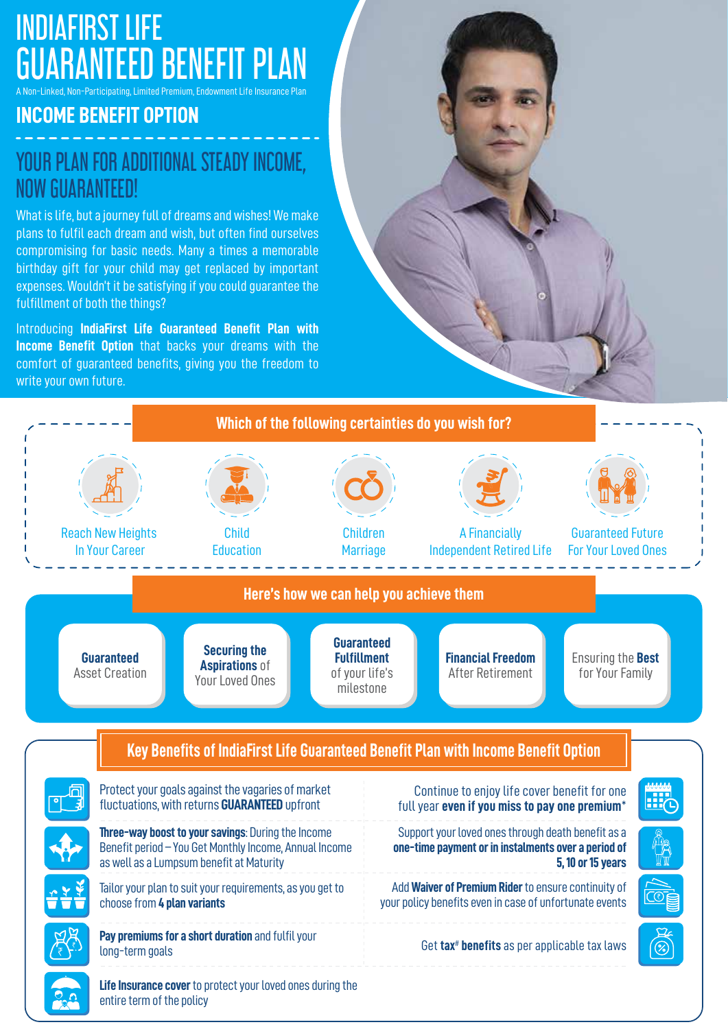# INDIAFIRST LIFE GUARANTEED BENEFIT PLAN

A Non-Linked, Non-Participating, Limited Premium, Endowment Life Insurance Plan

## INCOME BENEFIT OPTION

## YOUR PLAN FOR ADDITIONAL STEADY INCOME, NOW GUARANTEED!

What is life, but a journey full of dreams and wishes! We make plans to fulfil each dream and wish, but often find ourselves compromising for basic needs. Many a times a memorable birthday gift for your child may get replaced by important expenses. Wouldn't it be satisfying if you could guarantee the fulfillment of both the things?

Introducing **IndiaFirst Life Guaranteed Benefit Plan with Income Benefit Option** that backs your dreams with the comfort of guaranteed benefits, giving you the freedom to write your own future.

### Which of the following certainties do you wish for?

- Reach New Heights In Your Career
- Child Education
- Children Marriage
- A Financially Independent Retired Life
- Guaranteed Future For Your Loved Ones

### Here's how we can help you achieve them

- **Guaranteed** Asset Creation
- **Securing the Aspirations** of Your Loved Ones
- **Guaranteed Fulfillment** of your life's milestone
- **Financial Freedom** After Retirement
- Ensuring the **Best** for Your Family

### Key Benefits of IndiaFirst Life Guaranteed Benefit Plan with Income Benefit Option

- Protect your goals against the vagaries of market fluctuations, with returns **GUARANTEED** upfront
- **Three-way boost to your savings**: During the Income Benefit period – You Get Monthly Income, Annual Income as well as a Lumpsum benefit at Maturity
- Tailor your plan to suit your requirements, as you get to choose from **4 plan variants**
- **Pay premiums for a short duration** and fulfil your long-term goals
- **Life Insurance cover** to protect your loved ones during the entire term of the policy
- Continue to enjoy life cover benefit for one full year **even if you miss to pay one premium***
- Support your loved ones through death benefit as a **one-time payment or in instalments over a period of 5, 10 or 15 years**
- Add **Waiver of Premium Rider** to ensure continuity of your policy benefits even in case of unfortunate events
- Get **tax# benefits** as per applicable tax laws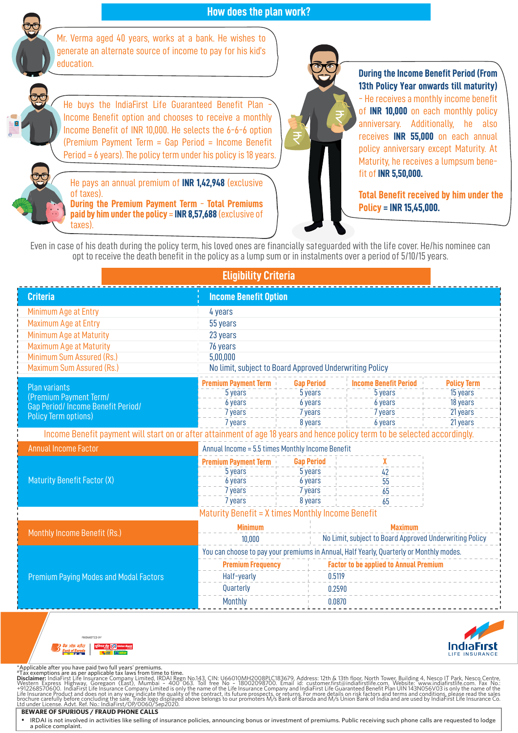## How does the plan work?

Mr. Verma aged 40 years, works at a bank. He wishes to generate an alternate source of income to pay for his kid's education.

He buys the IndiaFirst Life Guaranteed Benefit Plan - Income Benefit option and chooses to receive a monthly Income Benefit of INR 10,000. He selects the 6-6-6 option (Premium Payment Term = Gap Period = Income Benefit Period = 6 years). The policy term under his policy is 18 years.

He pays an annual premium of **INR 1,42,948** (exclusive of taxes).

**During the Premium Payment Term - Total Premiums paid by him under the policy** = **INR 8,57,688** (exclusive of taxes).

**During the Income Benefit Period (From 13th Policy Year onwards till maturity)** - He receives a monthly income benefit of **INR 10,000** on each monthly policy anniversary. Additionally, he also receives **INR 55,000** on each annual policy anniversary except Maturity. At Maturity, he receives a lumpsum benefit of **INR 5,50,000.**

**Total Benefit received by him under the Policy** = **INR 15,45,000.**

Even in case of his death during the policy term, his loved ones are financially safeguarded with the life cover. He/his nominee can opt to receive the death benefit in the policy as a lump sum or in instalments over a period of 5/10/15 years.

## Eligibility Criteria

| Criteria | Income Benefit Option |
|---|---|
| Minimum Age at Entry | 4 years |
| Maximum Age at Entry | 55 years |
| Minimum Age at Maturity | 23 years |
| Maximum Age at Maturity | 76 years |
| Minimum Sum Assured (Rs.) | 5,00,000 |
| Maximum Sum Assured (Rs.) | No limit, subject to Board Approved Underwriting Policy |

**Plan variants (Premium Payment Term/ Gap Period/ Income Benefit Period/ Policy Term options)**

| Premium Payment Term | Gap Period | Income Benefit Period | Policy Term |
|---|---|---|---|
| 5 years | 5 years | 5 years | 15 years |
| 6 years | 6 years | 6 years | 18 years |
| 7 years | 7 years | 7 years | 21 years |
| 7 years | 8 years | 6 years | 21 years |

Income Benefit payment will start on or after attainment of age 18 years and hence policy term to be selected accordingly.

**Annual Income Factor:** Annual Income = 5.5 times Monthly Income Benefit

**Maturity Benefit Factor (X)**

| Premium Payment Term | Gap Period | X |
|---|---|---|
| 5 years | 5 years | 42 |
| 6 years | 6 years | 55 |
| 7 years | 7 years | 65 |
| 7 years | 8 years | 65 |

Maturity Benefit = X times Monthly Income Benefit

**Monthly Income Benefit (Rs.)**

| Minimum | Maximum |
|---|---|
| 10,000 | No Limit, subject to Board Approved Underwriting Policy |

**Premium Paying Modes and Modal Factors**

You can choose to pay your premiums in Annual, Half Yearly, Quarterly or Monthly modes.

| Premium Frequency | Factor to be applied to Annual Premium |
|---|---|
| Half-yearly | 0.5119 |
| Quarterly | 0.2590 |
| Monthly | 0.0870 |

PROMOTED BY Bank of Baroda | Union Bank

IndiaFirst LIFE INSURANCE

*Applicable after you have paid two full years' premiums.
#Tax exemptions are as per applicable tax laws from time to time.
**Disclaimer:** IndiaFirst Life Insurance Company Limited, IRDAI Regn No.143, CIN: U66010MH2008PLC183679, Address: 12th & 13th floor, North Tower, Building 4, Nesco IT Park, Nesco Centre, Western Express Highway, Goregaon (East), Mumbai - 400 063. Toll free No - 18002098700. Email id: customer.first@indiafirstlife.com, Website: www.indiafirstlife.com. Fax No.: +912268570600. IndiaFirst Life Insurance Company Limited is only the name of the Life Insurance Company and IndiaFirst Life Guaranteed Benefit Plan UIN 143N056V03 is only the name of the Life Insurance Product and does not in any way indicate the quality of the contract, its future prospects, or returns. For more details on risk factors and terms and conditions, please read the sales brochure carefully before concluding the sale. Trade logo displayed above belongs to our promoters M/s Bank of Baroda and M/s Union Bank of India and are used by IndiaFirst Life Insurance Co. Ltd under License. Advt. Ref. No.: IndiaFirst/OP/0060/Sep2020.

**BEWARE OF SPURIOUS / FRAUD PHONE CALLS**

- IRDAI is not involved in activities like selling of insurance policies, announcing bonus or investment of premiums. Public receiving such phone calls are requested to lodge a police complaint.